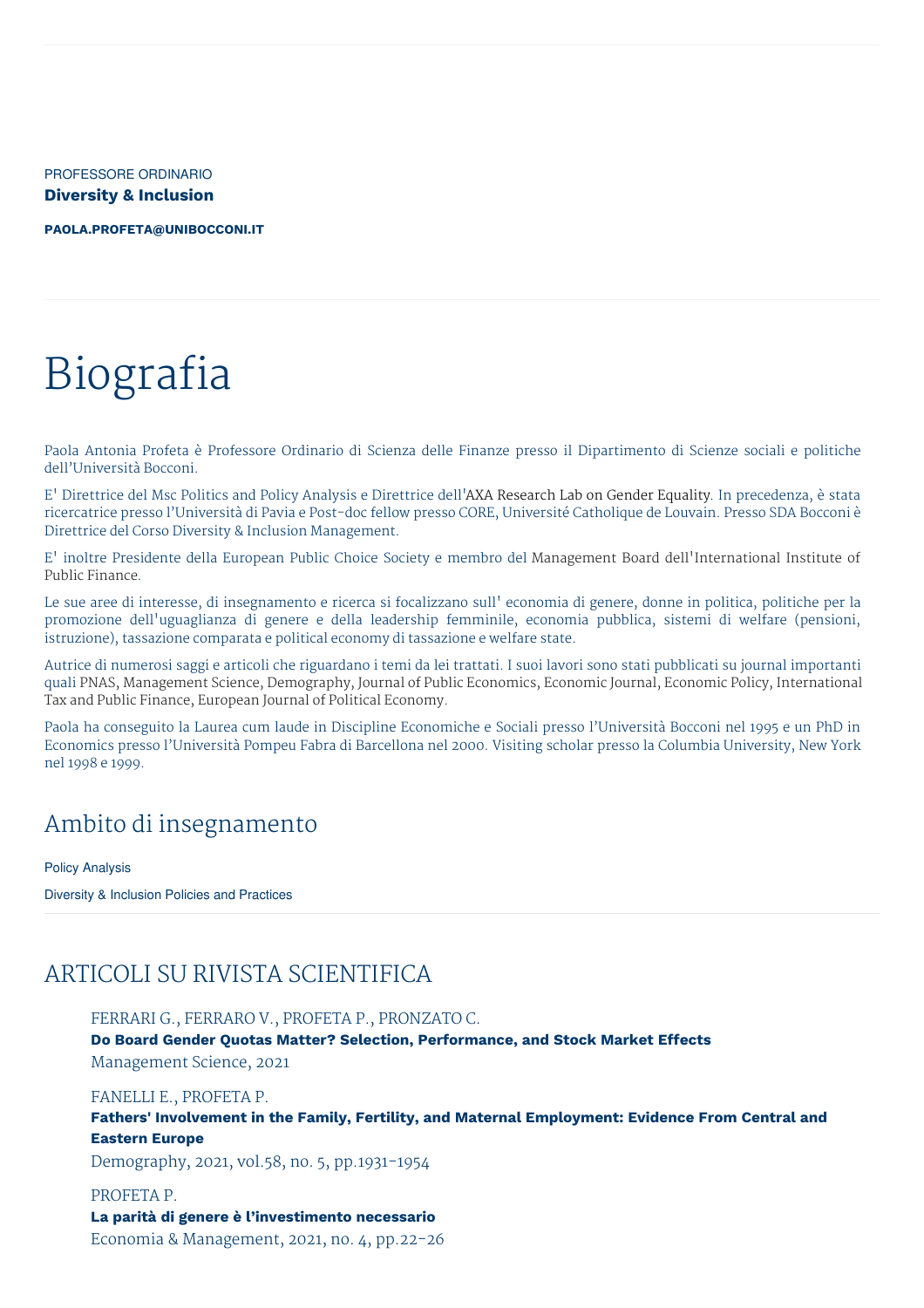PROFESSORE ORDINARIO

**Diversity & Inclusion**

**PAOLA.PROFETA@UNIBOCCONI.IT**

# Biografia

Paola Antonia Profeta è Professore Ordinario di Scienza delle Finanze presso il Dipartimento di Scienze sociali e politiche dell'Università Bocconi.

E' Direttrice del Msc Politics and Policy Analysis e Direttrice dell'AXA Research Lab on Gender Equality. In precedenza, è stata ricercatrice presso l'Università di Pavia e Post-doc fellow presso CORE, Université Catholique de Louvain. Presso SDA Bocconi è Direttrice del Corso Diversity & Inclusion Management.

E' inoltre Presidente della European Public Choice Society e membro del Management Board dell'International Institute of Public Finance.

Le sue aree di interesse, di insegnamento e ricerca si focalizzano sull' economia di genere, donne in politica, politiche per la promozione dell'uguaglianza di genere e della leadership femminile, economia pubblica, sistemi di welfare (pensioni, istruzione), tassazione comparata e political economy di tassazione e welfare state.

Autrice di numerosi saggi e articoli che riguardano i temi da lei trattati. I suoi lavori sono stati pubblicati su journal importanti quali PNAS, Management Science, Demography, Journal of Public Economics, Economic Journal, Economic Policy, International Tax and Public Finance, European Journal of Political Economy.

Paola ha conseguito la Laurea cum laude in Discipline Economiche e Sociali presso l'Università Bocconi nel 1995 e un PhD in Economics presso l'Università Pompeu Fabra di Barcellona nel 2000. Visiting scholar presso la Columbia University, New York nel 1998 e 1999.

## Ambito di insegnamento

Policy Analysis

Diversity & Inclusion Policies and Practices

## ARTICOLI SU RIVISTA SCIENTIFICA

FERRARI G., FERRARO V., PROFETA P., PRONZATO C.
**Do Board Gender Quotas Matter? Selection, Performance, and Stock Market Effects**
Management Science, 2021

FANELLI E., PROFETA P.
**Fathers' Involvement in the Family, Fertility, and Maternal Employment: Evidence From Central and Eastern Europe**
Demography, 2021, vol.58, no. 5, pp.1931-1954

PROFETA P.
**La parità di genere è l'investimento necessario**
Economia & Management, 2021, no. 4, pp.22-26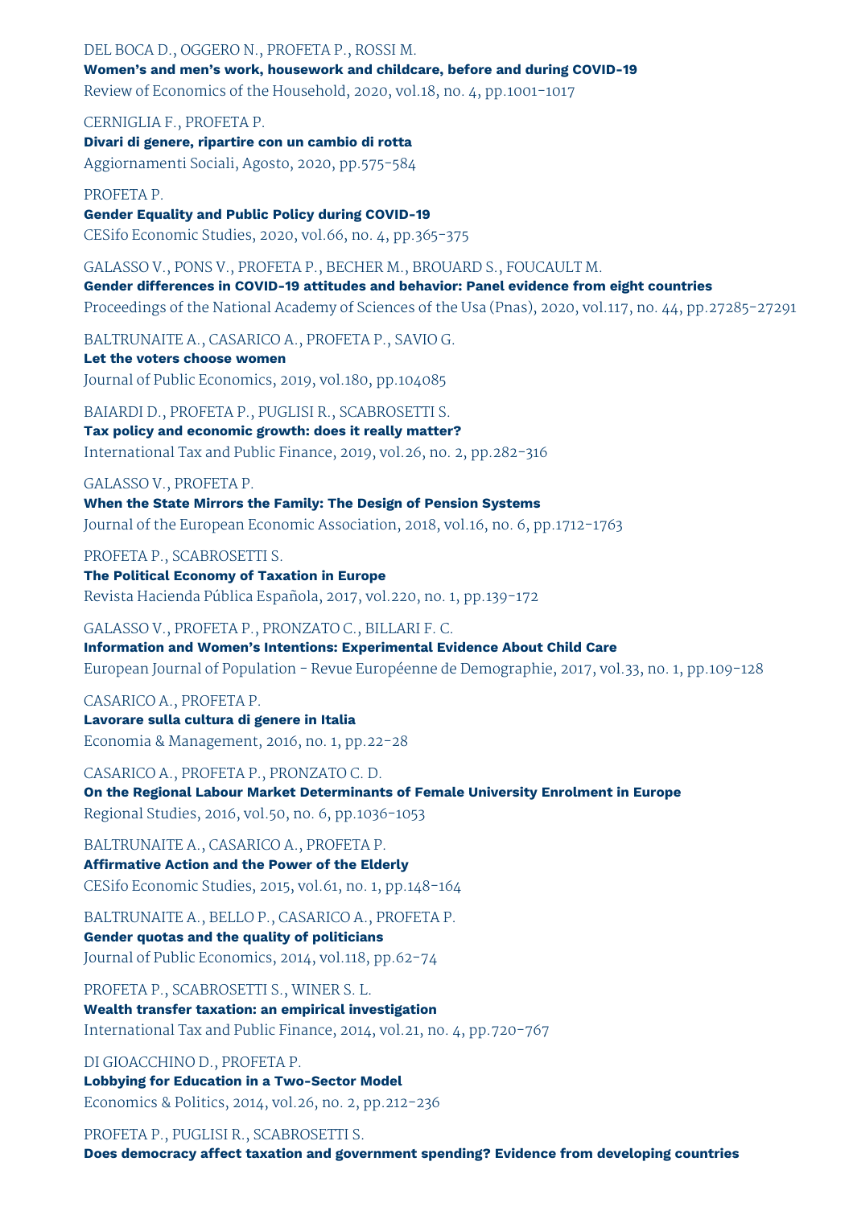DEL BOCA D., OGGERO N., PROFETA P., ROSSI M.
**Women's and men's work, housework and childcare, before and during COVID-19**
Review of Economics of the Household, 2020, vol.18, no. 4, pp.1001-1017

CERNIGLIA F., PROFETA P.
**Divari di genere, ripartire con un cambio di rotta**
Aggiornamenti Sociali, Agosto, 2020, pp.575-584

PROFETA P.
**Gender Equality and Public Policy during COVID-19**
CESifo Economic Studies, 2020, vol.66, no. 4, pp.365-375

GALASSO V., PONS V., PROFETA P., BECHER M., BROUARD S., FOUCAULT M.
**Gender differences in COVID-19 attitudes and behavior: Panel evidence from eight countries**
Proceedings of the National Academy of Sciences of the Usa (Pnas), 2020, vol.117, no. 44, pp.27285-27291

BALTRUNAITE A., CASARICO A., PROFETA P., SAVIO G.
**Let the voters choose women**
Journal of Public Economics, 2019, vol.180, pp.104085

BAIARDI D., PROFETA P., PUGLISI R., SCABROSETTI S.
**Tax policy and economic growth: does it really matter?**
International Tax and Public Finance, 2019, vol.26, no. 2, pp.282-316

GALASSO V., PROFETA P.
**When the State Mirrors the Family: The Design of Pension Systems**
Journal of the European Economic Association, 2018, vol.16, no. 6, pp.1712-1763

PROFETA P., SCABROSETTI S.
**The Political Economy of Taxation in Europe**
Revista Hacienda Pública Española, 2017, vol.220, no. 1, pp.139-172

GALASSO V., PROFETA P., PRONZATO C., BILLARI F. C.
**Information and Women's Intentions: Experimental Evidence About Child Care**
European Journal of Population - Revue Européenne de Demographie, 2017, vol.33, no. 1, pp.109-128

CASARICO A., PROFETA P.
**Lavorare sulla cultura di genere in Italia**
Economia & Management, 2016, no. 1, pp.22-28

CASARICO A., PROFETA P., PRONZATO C. D.
**On the Regional Labour Market Determinants of Female University Enrolment in Europe**
Regional Studies, 2016, vol.50, no. 6, pp.1036-1053

BALTRUNAITE A., CASARICO A., PROFETA P.
**Affirmative Action and the Power of the Elderly**
CESifo Economic Studies, 2015, vol.61, no. 1, pp.148-164

BALTRUNAITE A., BELLO P., CASARICO A., PROFETA P.
**Gender quotas and the quality of politicians**
Journal of Public Economics, 2014, vol.118, pp.62-74

PROFETA P., SCABROSETTI S., WINER S. L.
**Wealth transfer taxation: an empirical investigation**
International Tax and Public Finance, 2014, vol.21, no. 4, pp.720-767

DI GIOACCHINO D., PROFETA P.
**Lobbying for Education in a Two-Sector Model**
Economics & Politics, 2014, vol.26, no. 2, pp.212-236

PROFETA P., PUGLISI R., SCABROSETTI S.
**Does democracy affect taxation and government spending? Evidence from developing countries**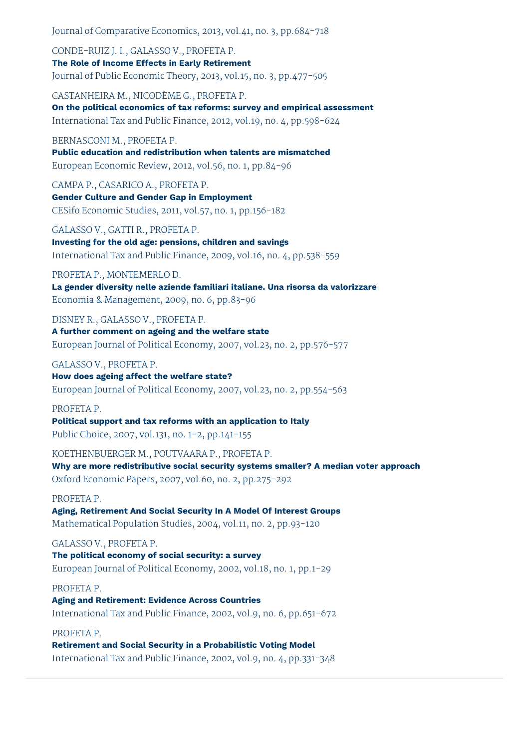Journal of Comparative Economics, 2013, vol.41, no. 3, pp.684-718

CONDE-RUIZ J. I., GALASSO V., PROFETA P.
**The Role of Income Effects in Early Retirement**
Journal of Public Economic Theory, 2013, vol.15, no. 3, pp.477-505

CASTANHEIRA M., NICODÈME G., PROFETA P.
**On the political economics of tax reforms: survey and empirical assessment**
International Tax and Public Finance, 2012, vol.19, no. 4, pp.598-624

BERNASCONI M., PROFETA P.
**Public education and redistribution when talents are mismatched**
European Economic Review, 2012, vol.56, no. 1, pp.84-96

CAMPA P., CASARICO A., PROFETA P.
**Gender Culture and Gender Gap in Employment**
CESifo Economic Studies, 2011, vol.57, no. 1, pp.156-182

GALASSO V., GATTI R., PROFETA P.
**Investing for the old age: pensions, children and savings**
International Tax and Public Finance, 2009, vol.16, no. 4, pp.538-559

PROFETA P., MONTEMERLO D.
**La gender diversity nelle aziende familiari italiane. Una risorsa da valorizzare**
Economia & Management, 2009, no. 6, pp.83-96

DISNEY R., GALASSO V., PROFETA P.
**A further comment on ageing and the welfare state**
European Journal of Political Economy, 2007, vol.23, no. 2, pp.576-577

GALASSO V., PROFETA P.
**How does ageing affect the welfare state?**
European Journal of Political Economy, 2007, vol.23, no. 2, pp.554-563

PROFETA P.
**Political support and tax reforms with an application to Italy**
Public Choice, 2007, vol.131, no. 1-2, pp.141-155

KOETHENBUERGER M., POUTVAARA P., PROFETA P.
**Why are more redistributive social security systems smaller? A median voter approach**
Oxford Economic Papers, 2007, vol.60, no. 2, pp.275-292

PROFETA P.
**Aging, Retirement And Social Security In A Model Of Interest Groups**
Mathematical Population Studies, 2004, vol.11, no. 2, pp.93-120

GALASSO V., PROFETA P.
**The political economy of social security: a survey**
European Journal of Political Economy, 2002, vol.18, no. 1, pp.1-29

PROFETA P.
**Aging and Retirement: Evidence Across Countries**
International Tax and Public Finance, 2002, vol.9, no. 6, pp.651-672

PROFETA P.
**Retirement and Social Security in a Probabilistic Voting Model**
International Tax and Public Finance, 2002, vol.9, no. 4, pp.331-348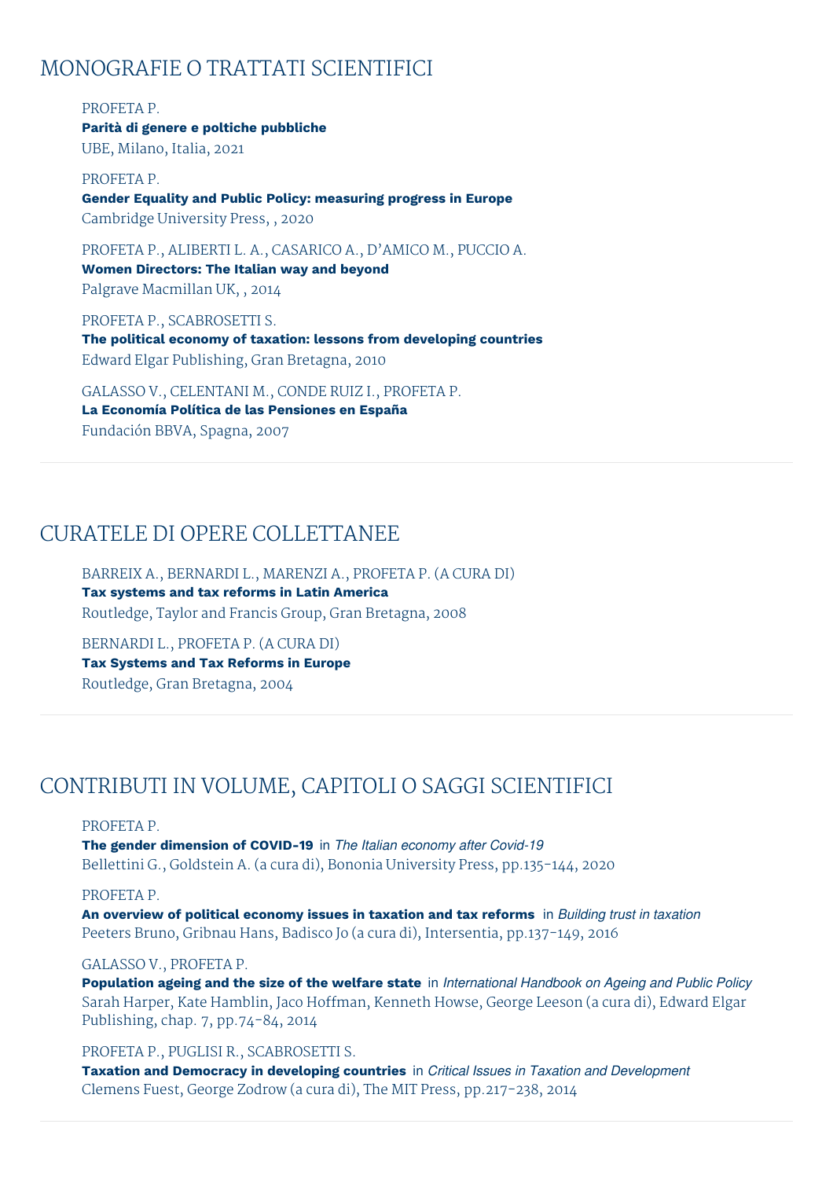## MONOGRAFIE O TRATTATI SCIENTIFICI

PROFETA P.
**Parità di genere e poltiche pubbliche**
UBE, Milano, Italia, 2021

PROFETA P.
**Gender Equality and Public Policy: measuring progress in Europe**
Cambridge University Press, , 2020

PROFETA P., ALIBERTI L. A., CASARICO A., D'AMICO M., PUCCIO A.
**Women Directors: The Italian way and beyond**
Palgrave Macmillan UK, , 2014

PROFETA P., SCABROSETTI S.
**The political economy of taxation: lessons from developing countries**
Edward Elgar Publishing, Gran Bretagna, 2010

GALASSO V., CELENTANI M., CONDE RUIZ I., PROFETA P.
**La Economía Política de las Pensiones en España**
Fundación BBVA, Spagna, 2007

## CURATELE DI OPERE COLLETTANEE

BARREIX A., BERNARDI L., MARENZI A., PROFETA P. (A CURA DI)
**Tax systems and tax reforms in Latin America**
Routledge, Taylor and Francis Group, Gran Bretagna, 2008

BERNARDI L., PROFETA P. (A CURA DI)
**Tax Systems and Tax Reforms in Europe**
Routledge, Gran Bretagna, 2004

## CONTRIBUTI IN VOLUME, CAPITOLI O SAGGI SCIENTIFICI

PROFETA P.
**The gender dimension of COVID-19** in *The Italian economy after Covid-19*
Bellettini G., Goldstein A. (a cura di), Bononia University Press, pp.135-144, 2020

PROFETA P.
**An overview of political economy issues in taxation and tax reforms** in *Building trust in taxation*
Peeters Bruno, Gribnau Hans, Badisco Jo (a cura di), Intersentia, pp.137-149, 2016

GALASSO V., PROFETA P.
**Population ageing and the size of the welfare state** in *International Handbook on Ageing and Public Policy*
Sarah Harper, Kate Hamblin, Jaco Hoffman, Kenneth Howse, George Leeson (a cura di), Edward Elgar Publishing, chap. 7, pp.74-84, 2014

PROFETA P., PUGLISI R., SCABROSETTI S.
**Taxation and Democracy in developing countries** in *Critical Issues in Taxation and Development*
Clemens Fuest, George Zodrow (a cura di), The MIT Press, pp.217-238, 2014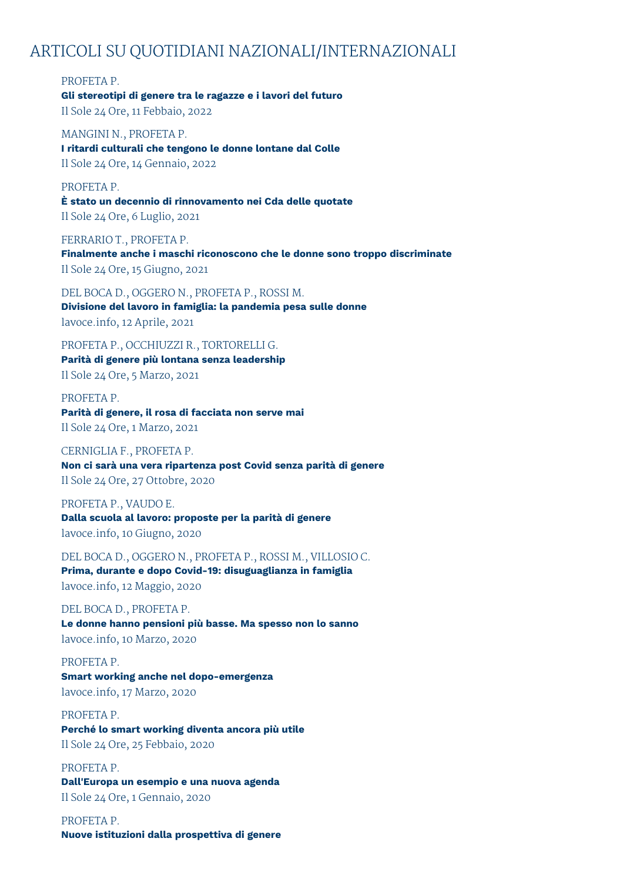# ARTICOLI SU QUOTIDIANI NAZIONALI/INTERNAZIONALI

PROFETA P.
**Gli stereotipi di genere tra le ragazze e i lavori del futuro**
Il Sole 24 Ore, 11 Febbaio, 2022

MANGINI N., PROFETA P.
**I ritardi culturali che tengono le donne lontane dal Colle**
Il Sole 24 Ore, 14 Gennaio, 2022

PROFETA P.
**È stato un decennio di rinnovamento nei Cda delle quotate**
Il Sole 24 Ore, 6 Luglio, 2021

FERRARIO T., PROFETA P.
**Finalmente anche i maschi riconoscono che le donne sono troppo discriminate**
Il Sole 24 Ore, 15 Giugno, 2021

DEL BOCA D., OGGERO N., PROFETA P., ROSSI M.
**Divisione del lavoro in famiglia: la pandemia pesa sulle donne**
lavoce.info, 12 Aprile, 2021

PROFETA P., OCCHIUZZI R., TORTORELLI G.
**Parità di genere più lontana senza leadership**
Il Sole 24 Ore, 5 Marzo, 2021

PROFETA P.
**Parità di genere, il rosa di facciata non serve mai**
Il Sole 24 Ore, 1 Marzo, 2021

CERNIGLIA F., PROFETA P.
**Non ci sarà una vera ripartenza post Covid senza parità di genere**
Il Sole 24 Ore, 27 Ottobre, 2020

PROFETA P., VAUDO E.
**Dalla scuola al lavoro: proposte per la parità di genere**
lavoce.info, 10 Giugno, 2020

DEL BOCA D., OGGERO N., PROFETA P., ROSSI M., VILLOSIO C.
**Prima, durante e dopo Covid-19: disuguaglianza in famiglia**
lavoce.info, 12 Maggio, 2020

DEL BOCA D., PROFETA P.
**Le donne hanno pensioni più basse. Ma spesso non lo sanno**
lavoce.info, 10 Marzo, 2020

PROFETA P.
**Smart working anche nel dopo-emergenza**
lavoce.info, 17 Marzo, 2020

PROFETA P.
**Perché lo smart working diventa ancora più utile**
Il Sole 24 Ore, 25 Febbaio, 2020

PROFETA P.
**Dall'Europa un esempio e una nuova agenda**
Il Sole 24 Ore, 1 Gennaio, 2020

PROFETA P.
**Nuove istituzioni dalla prospettiva di genere**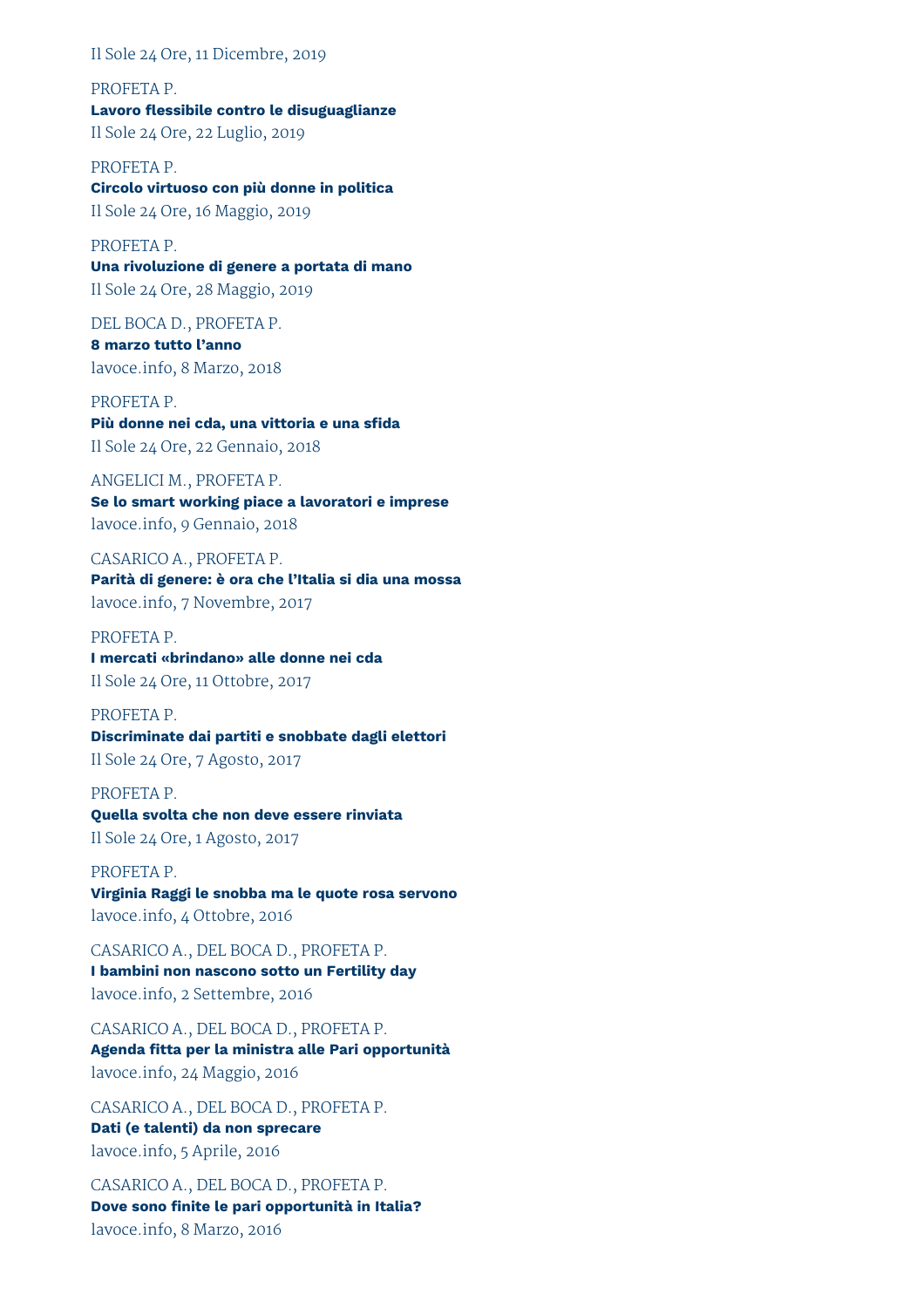Il Sole 24 Ore, 11 Dicembre, 2019

PROFETA P.
**Lavoro flessibile contro le disuguaglianze**
Il Sole 24 Ore, 22 Luglio, 2019

PROFETA P.
**Circolo virtuoso con più donne in politica**
Il Sole 24 Ore, 16 Maggio, 2019

PROFETA P.
**Una rivoluzione di genere a portata di mano**
Il Sole 24 Ore, 28 Maggio, 2019

DEL BOCA D., PROFETA P.
**8 marzo tutto l'anno**
lavoce.info, 8 Marzo, 2018

PROFETA P.
**Più donne nei cda, una vittoria e una sfida**
Il Sole 24 Ore, 22 Gennaio, 2018

ANGELICI M., PROFETA P.
**Se lo smart working piace a lavoratori e imprese**
lavoce.info, 9 Gennaio, 2018

CASARICO A., PROFETA P.
**Parità di genere: è ora che l'Italia si dia una mossa**
lavoce.info, 7 Novembre, 2017

PROFETA P.
**I mercati «brindano» alle donne nei cda**
Il Sole 24 Ore, 11 Ottobre, 2017

PROFETA P.
**Discriminate dai partiti e snobbate dagli elettori**
Il Sole 24 Ore, 7 Agosto, 2017

PROFETA P.
**Quella svolta che non deve essere rinviata**
Il Sole 24 Ore, 1 Agosto, 2017

PROFETA P.
**Virginia Raggi le snobba ma le quote rosa servono**
lavoce.info, 4 Ottobre, 2016

CASARICO A., DEL BOCA D., PROFETA P.
**I bambini non nascono sotto un Fertility day**
lavoce.info, 2 Settembre, 2016

CASARICO A., DEL BOCA D., PROFETA P.
**Agenda fitta per la ministra alle Pari opportunità**
lavoce.info, 24 Maggio, 2016

CASARICO A., DEL BOCA D., PROFETA P.
**Dati (e talenti) da non sprecare**
lavoce.info, 5 Aprile, 2016

CASARICO A., DEL BOCA D., PROFETA P.
**Dove sono finite le pari opportunità in Italia?**
lavoce.info, 8 Marzo, 2016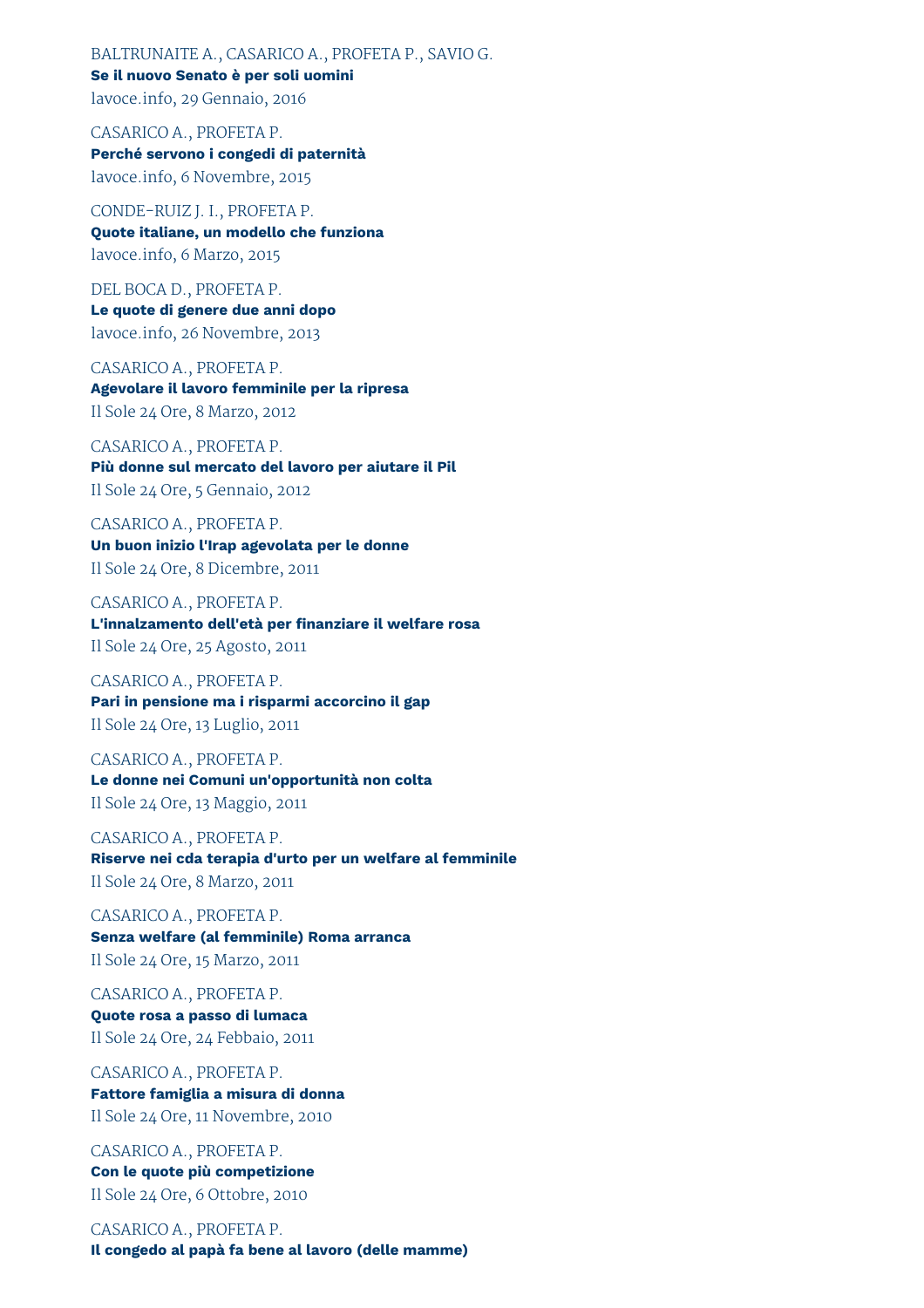BALTRUNAITE A., CASARICO A., PROFETA P., SAVIO G.
**Se il nuovo Senato è per soli uomini**
lavoce.info, 29 Gennaio, 2016

CASARICO A., PROFETA P.
**Perché servono i congedi di paternità**
lavoce.info, 6 Novembre, 2015

CONDE-RUIZ J. I., PROFETA P.
**Quote italiane, un modello che funziona**
lavoce.info, 6 Marzo, 2015

DEL BOCA D., PROFETA P.
**Le quote di genere due anni dopo**
lavoce.info, 26 Novembre, 2013

CASARICO A., PROFETA P.
**Agevolare il lavoro femminile per la ripresa**
Il Sole 24 Ore, 8 Marzo, 2012

CASARICO A., PROFETA P.
**Più donne sul mercato del lavoro per aiutare il Pil**
Il Sole 24 Ore, 5 Gennaio, 2012

CASARICO A., PROFETA P.
**Un buon inizio l'Irap agevolata per le donne**
Il Sole 24 Ore, 8 Dicembre, 2011

CASARICO A., PROFETA P.
**L'innalzamento dell'età per finanziare il welfare rosa**
Il Sole 24 Ore, 25 Agosto, 2011

CASARICO A., PROFETA P.
**Pari in pensione ma i risparmi accorcino il gap**
Il Sole 24 Ore, 13 Luglio, 2011

CASARICO A., PROFETA P.
**Le donne nei Comuni un'opportunità non colta**
Il Sole 24 Ore, 13 Maggio, 2011

CASARICO A., PROFETA P.
**Riserve nei cda terapia d'urto per un welfare al femminile**
Il Sole 24 Ore, 8 Marzo, 2011

CASARICO A., PROFETA P.
**Senza welfare (al femminile) Roma arranca**
Il Sole 24 Ore, 15 Marzo, 2011

CASARICO A., PROFETA P.
**Quote rosa a passo di lumaca**
Il Sole 24 Ore, 24 Febbaio, 2011

CASARICO A., PROFETA P.
**Fattore famiglia a misura di donna**
Il Sole 24 Ore, 11 Novembre, 2010

CASARICO A., PROFETA P.
**Con le quote più competizione**
Il Sole 24 Ore, 6 Ottobre, 2010

CASARICO A., PROFETA P.
**Il congedo al papà fa bene al lavoro (delle mamme)**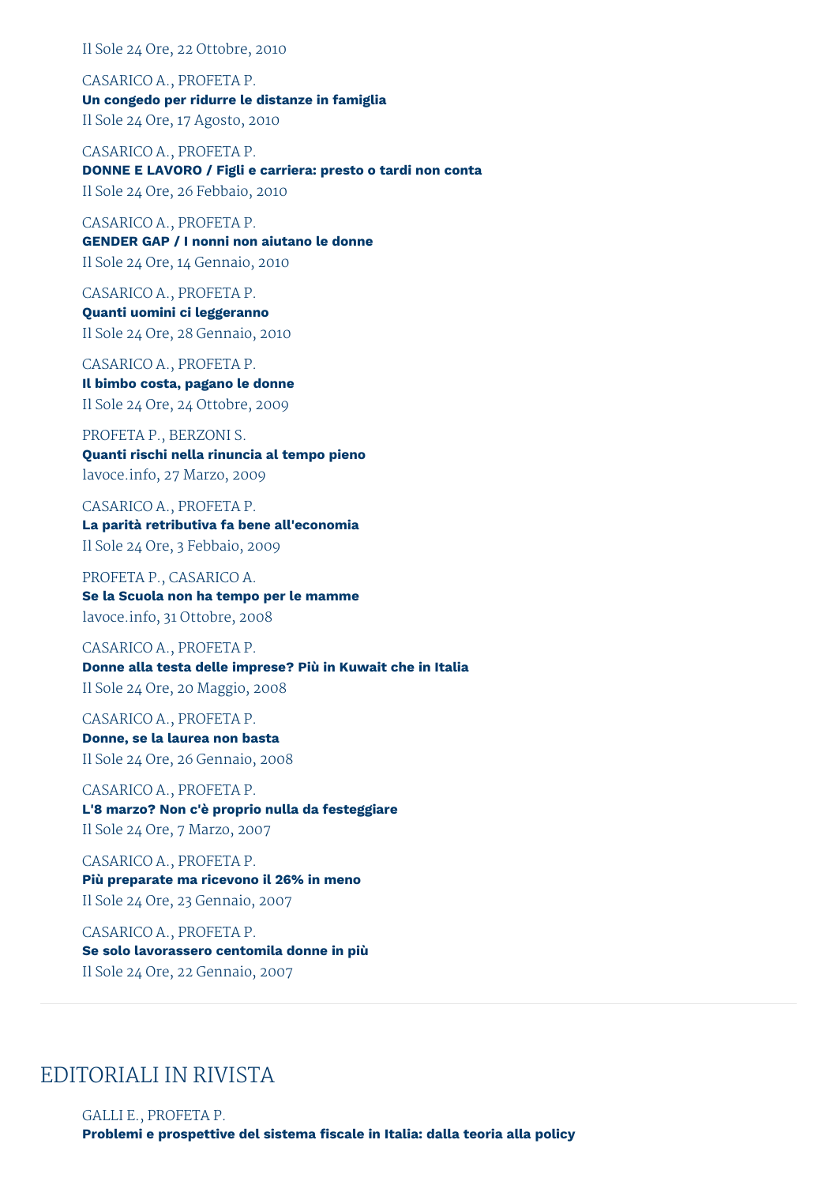Il Sole 24 Ore, 22 Ottobre, 2010

CASARICO A., PROFETA P.
**Un congedo per ridurre le distanze in famiglia**
Il Sole 24 Ore, 17 Agosto, 2010

CASARICO A., PROFETA P.
**DONNE E LAVORO / Figli e carriera: presto o tardi non conta**
Il Sole 24 Ore, 26 Febbaio, 2010

CASARICO A., PROFETA P.
**GENDER GAP / I nonni non aiutano le donne**
Il Sole 24 Ore, 14 Gennaio, 2010

CASARICO A., PROFETA P.
**Quanti uomini ci leggeranno**
Il Sole 24 Ore, 28 Gennaio, 2010

CASARICO A., PROFETA P.
**Il bimbo costa, pagano le donne**
Il Sole 24 Ore, 24 Ottobre, 2009

PROFETA P., BERZONI S.
**Quanti rischi nella rinuncia al tempo pieno**
lavoce.info, 27 Marzo, 2009

CASARICO A., PROFETA P.
**La parità retributiva fa bene all'economia**
Il Sole 24 Ore, 3 Febbaio, 2009

PROFETA P., CASARICO A.
**Se la Scuola non ha tempo per le mamme**
lavoce.info, 31 Ottobre, 2008

CASARICO A., PROFETA P.
**Donne alla testa delle imprese? Più in Kuwait che in Italia**
Il Sole 24 Ore, 20 Maggio, 2008

CASARICO A., PROFETA P.
**Donne, se la laurea non basta**
Il Sole 24 Ore, 26 Gennaio, 2008

CASARICO A., PROFETA P.
**L'8 marzo? Non c'è proprio nulla da festeggiare**
Il Sole 24 Ore, 7 Marzo, 2007

CASARICO A., PROFETA P.
**Più preparate ma ricevono il 26% in meno**
Il Sole 24 Ore, 23 Gennaio, 2007

CASARICO A., PROFETA P.
**Se solo lavorassero centomila donne in più**
Il Sole 24 Ore, 22 Gennaio, 2007

## EDITORIALI IN RIVISTA

GALLI E., PROFETA P.
**Problemi e prospettive del sistema fiscale in Italia: dalla teoria alla policy**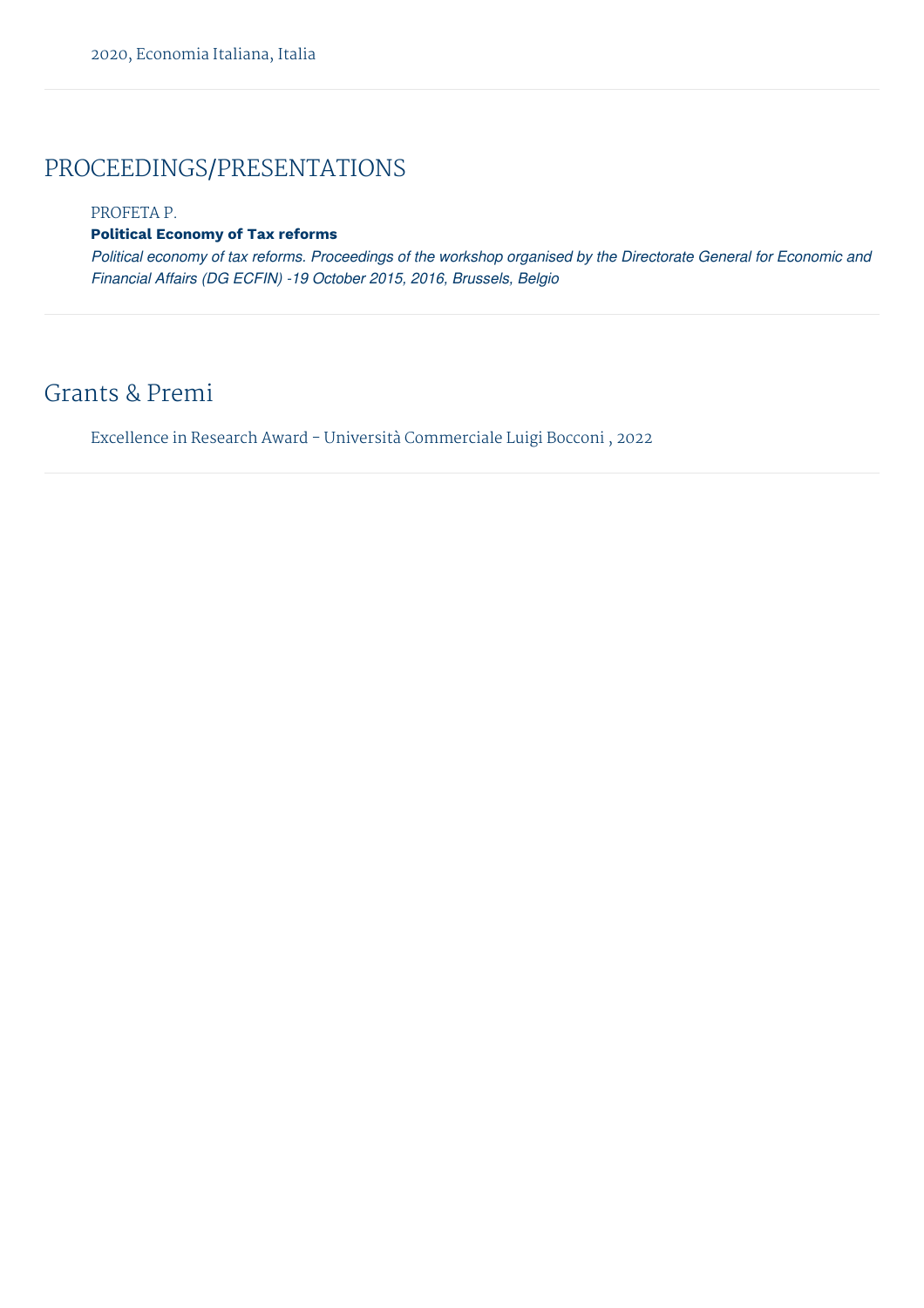2020, Economia Italiana, Italia

## PROCEEDINGS/PRESENTATIONS

PROFETA P.

**Political Economy of Tax reforms**

*Political economy of tax reforms. Proceedings of the workshop organised by the Directorate General for Economic and Financial Affairs (DG ECFIN) -19 October 2015, 2016, Brussels, Belgio*

## Grants & Premi

Excellence in Research Award - Università Commerciale Luigi Bocconi , 2022